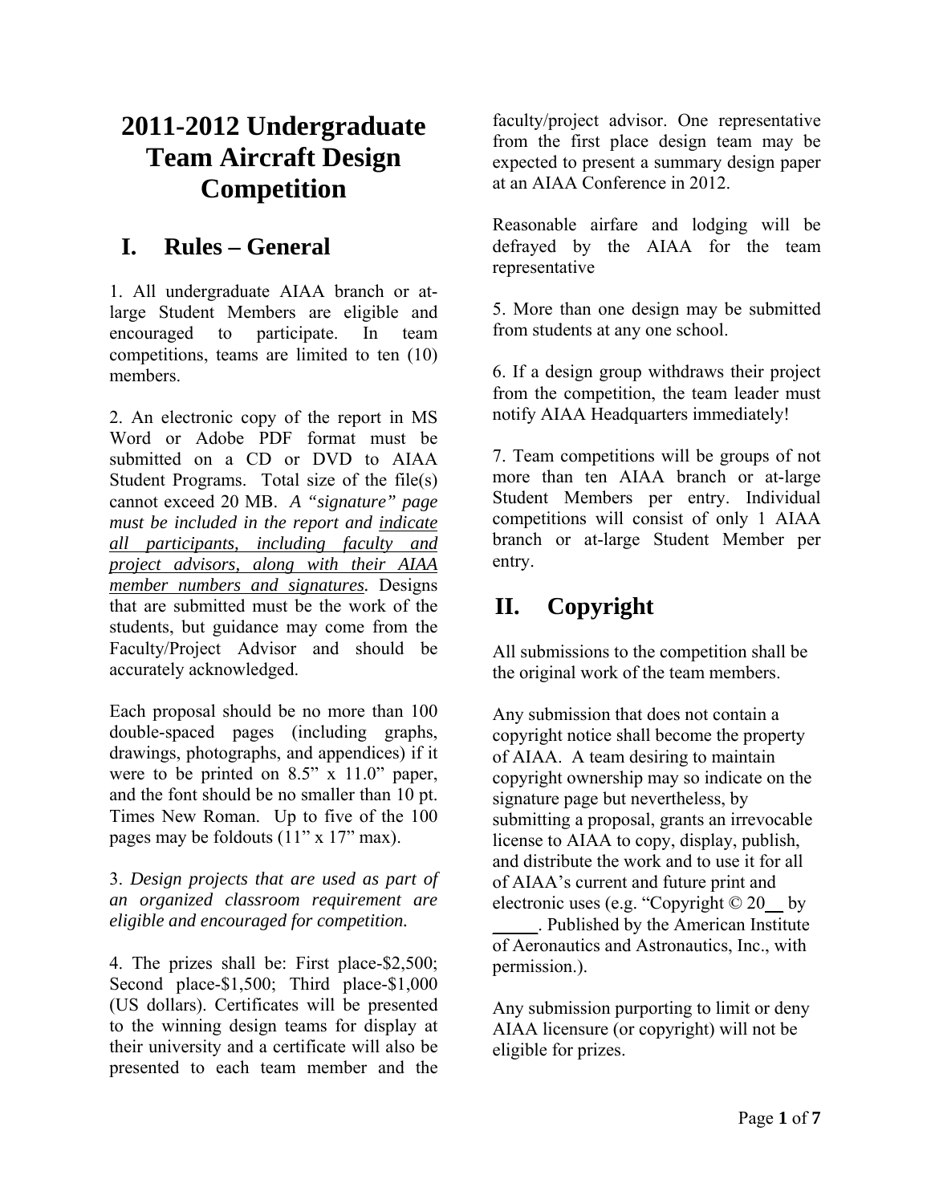# 2011-2012 Undergraduate Team Aircraft Design Competition

## I. Rules – General

1. All undergraduate AIAA branch or at-large Student Members are eligible and encouraged to participate. In team competitions, teams are limited to ten (10) members.

2. An electronic copy of the report in MS Word or Adobe PDF format must be submitted on a CD or DVD to AIAA Student Programs. Total size of the file(s) cannot exceed 20 MB. *A "signature" page must be included in the report and indicate all participants, including faculty and project advisors, along with their AIAA member numbers and signatures.* Designs that are submitted must be the work of the students, but guidance may come from the Faculty/Project Advisor and should be accurately acknowledged.

Each proposal should be no more than 100 double-spaced pages (including graphs, drawings, photographs, and appendices) if it were to be printed on 8.5" x 11.0" paper, and the font should be no smaller than 10 pt. Times New Roman. Up to five of the 100 pages may be foldouts (11" x 17" max).

3. *Design projects that are used as part of an organized classroom requirement are eligible and encouraged for competition.*

4. The prizes shall be: First place-$2,500; Second place-$1,500; Third place-$1,000 (US dollars). Certificates will be presented to the winning design teams for display at their university and a certificate will also be presented to each team member and the faculty/project advisor. One representative from the first place design team may be expected to present a summary design paper at an AIAA Conference in 2012.

Reasonable airfare and lodging will be defrayed by the AIAA for the team representative

5. More than one design may be submitted from students at any one school.

6. If a design group withdraws their project from the competition, the team leader must notify AIAA Headquarters immediately!

7. Team competitions will be groups of not more than ten AIAA branch or at-large Student Members per entry. Individual competitions will consist of only 1 AIAA branch or at-large Student Member per entry.

## II. Copyright

All submissions to the competition shall be the original work of the team members.

Any submission that does not contain a copyright notice shall become the property of AIAA. A team desiring to maintain copyright ownership may so indicate on the signature page but nevertheless, by submitting a proposal, grants an irrevocable license to AIAA to copy, display, publish, and distribute the work and to use it for all of AIAA's current and future print and electronic uses (e.g. "Copyright © 20__ by _____. Published by the American Institute of Aeronautics and Astronautics, Inc., with permission.).

Any submission purporting to limit or deny AIAA licensure (or copyright) will not be eligible for prizes.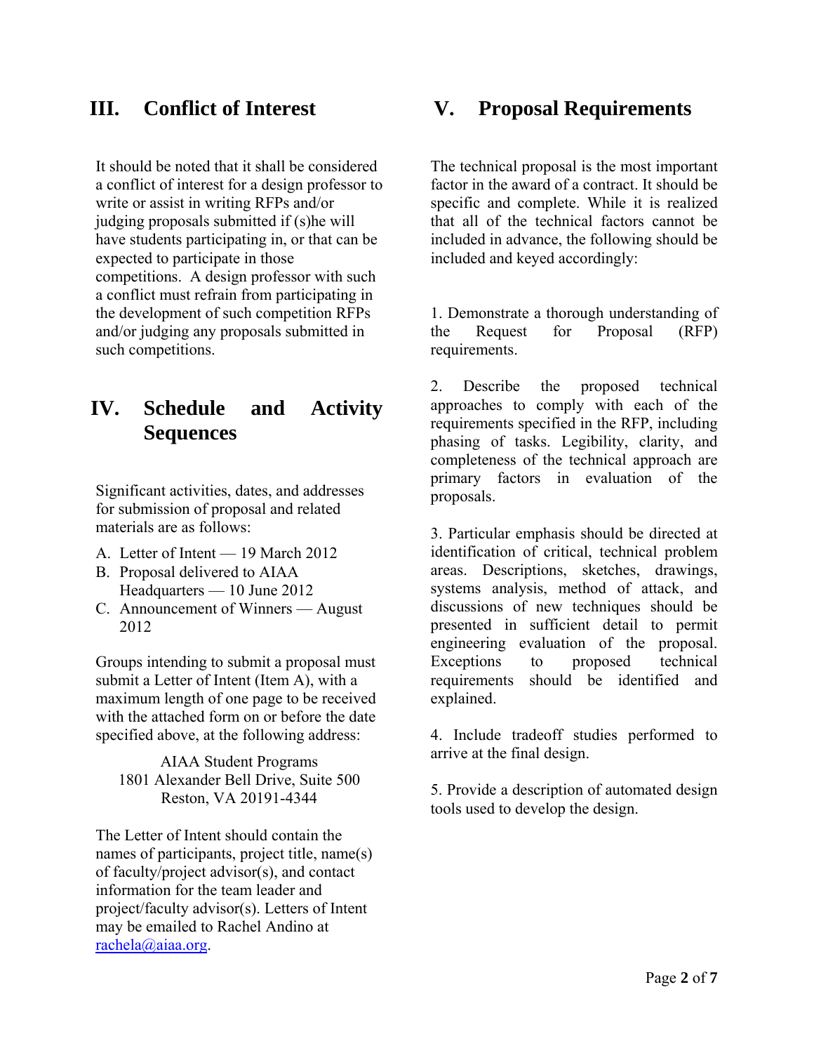## III. Conflict of Interest

It should be noted that it shall be considered a conflict of interest for a design professor to write or assist in writing RFPs and/or judging proposals submitted if (s)he will have students participating in, or that can be expected to participate in those competitions. A design professor with such a conflict must refrain from participating in the development of such competition RFPs and/or judging any proposals submitted in such competitions.

## IV. Schedule and Activity Sequences

Significant activities, dates, and addresses for submission of proposal and related materials are as follows:

A. Letter of Intent — 19 March 2012
B. Proposal delivered to AIAA Headquarters — 10 June 2012
C. Announcement of Winners — August 2012

Groups intending to submit a proposal must submit a Letter of Intent (Item A), with a maximum length of one page to be received with the attached form on or before the date specified above, at the following address:

AIAA Student Programs
1801 Alexander Bell Drive, Suite 500
Reston, VA 20191-4344

The Letter of Intent should contain the names of participants, project title, name(s) of faculty/project advisor(s), and contact information for the team leader and project/faculty advisor(s). Letters of Intent may be emailed to Rachel Andino at rachela@aiaa.org.

## V. Proposal Requirements

The technical proposal is the most important factor in the award of a contract. It should be specific and complete. While it is realized that all of the technical factors cannot be included in advance, the following should be included and keyed accordingly:

1. Demonstrate a thorough understanding of the Request for Proposal (RFP) requirements.

2. Describe the proposed technical approaches to comply with each of the requirements specified in the RFP, including phasing of tasks. Legibility, clarity, and completeness of the technical approach are primary factors in evaluation of the proposals.

3. Particular emphasis should be directed at identification of critical, technical problem areas. Descriptions, sketches, drawings, systems analysis, method of attack, and discussions of new techniques should be presented in sufficient detail to permit engineering evaluation of the proposal. Exceptions to proposed technical requirements should be identified and explained.

4. Include tradeoff studies performed to arrive at the final design.

5. Provide a description of automated design tools used to develop the design.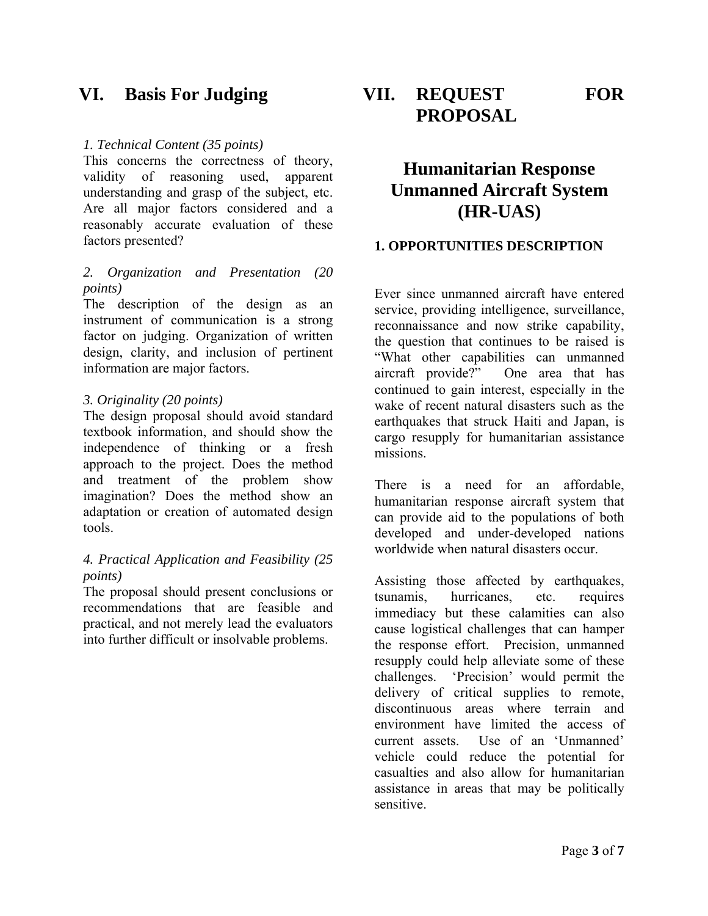## VI. Basis For Judging

*1. Technical Content (35 points)*

This concerns the correctness of theory, validity of reasoning used, apparent understanding and grasp of the subject, etc. Are all major factors considered and a reasonably accurate evaluation of these factors presented?

*2. Organization and Presentation (20 points)*

The description of the design as an instrument of communication is a strong factor on judging. Organization of written design, clarity, and inclusion of pertinent information are major factors.

*3. Originality (20 points)*

The design proposal should avoid standard textbook information, and should show the independence of thinking or a fresh approach to the project. Does the method and treatment of the problem show imagination? Does the method show an adaptation or creation of automated design tools.

*4. Practical Application and Feasibility (25 points)*

The proposal should present conclusions or recommendations that are feasible and practical, and not merely lead the evaluators into further difficult or insolvable problems.

## VII. REQUEST FOR PROPOSAL

# Humanitarian Response Unmanned Aircraft System (HR-UAS)

**1. OPPORTUNITIES DESCRIPTION**

Ever since unmanned aircraft have entered service, providing intelligence, surveillance, reconnaissance and now strike capability, the question that continues to be raised is "What other capabilities can unmanned aircraft provide?" One area that has continued to gain interest, especially in the wake of recent natural disasters such as the earthquakes that struck Haiti and Japan, is cargo resupply for humanitarian assistance missions.

There is a need for an affordable, humanitarian response aircraft system that can provide aid to the populations of both developed and under-developed nations worldwide when natural disasters occur.

Assisting those affected by earthquakes, tsunamis, hurricanes, etc. requires immediacy but these calamities can also cause logistical challenges that can hamper the response effort. Precision, unmanned resupply could help alleviate some of these challenges. 'Precision' would permit the delivery of critical supplies to remote, discontinuous areas where terrain and environment have limited the access of current assets. Use of an 'Unmanned' vehicle could reduce the potential for casualties and also allow for humanitarian assistance in areas that may be politically sensitive.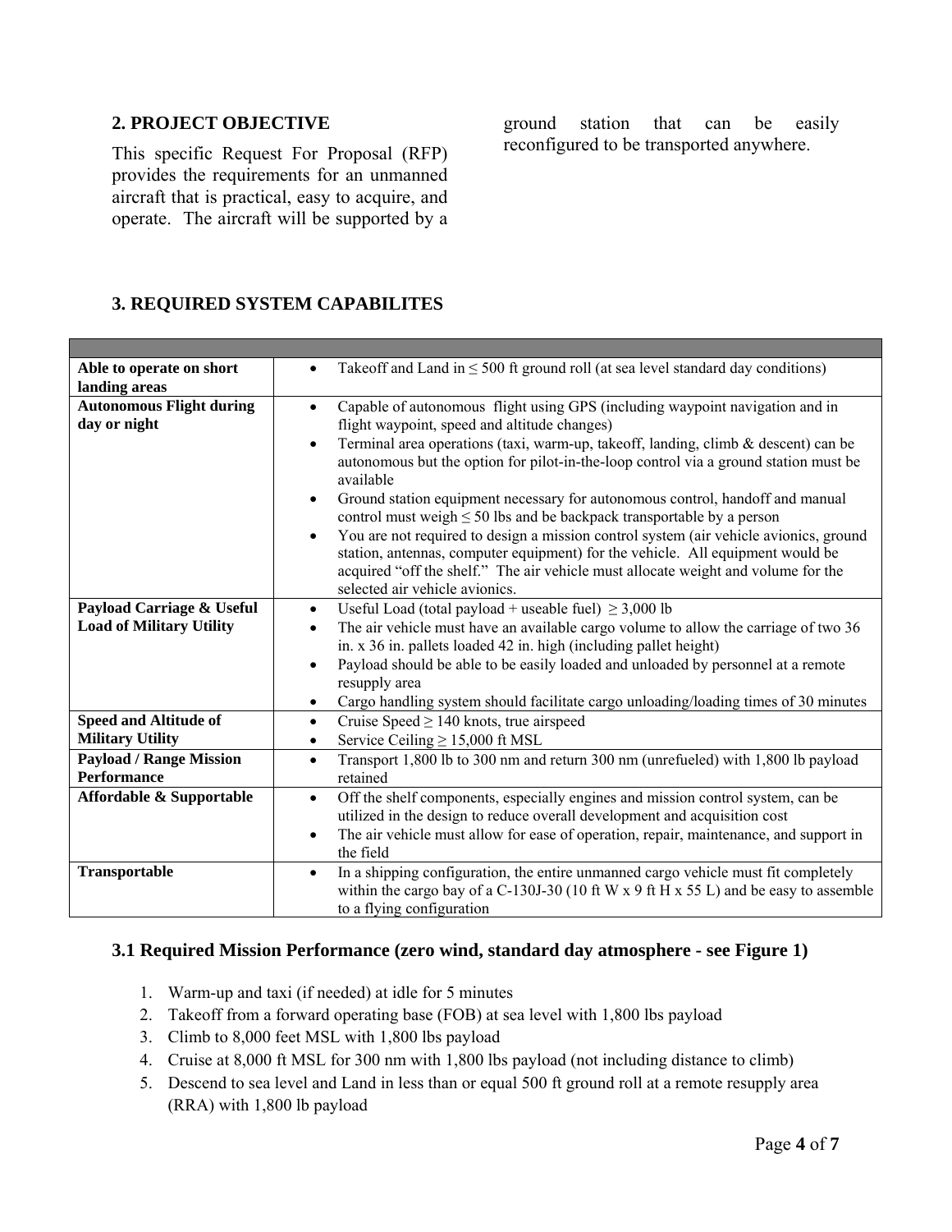## 2. PROJECT OBJECTIVE

This specific Request For Proposal (RFP) provides the requirements for an unmanned aircraft that is practical, easy to acquire, and operate. The aircraft will be supported by a ground station that can be easily reconfigured to be transported anywhere.

## 3. REQUIRED SYSTEM CAPABILITES

| | |
|---|---|
| **Able to operate on short landing areas** | • Takeoff and Land in ≤ 500 ft ground roll (at sea level standard day conditions) |
| **Autonomous Flight during day or night** | • Capable of autonomous flight using GPS (including waypoint navigation and in flight waypoint, speed and altitude changes)<br>• Terminal area operations (taxi, warm-up, takeoff, landing, climb & descent) can be autonomous but the option for pilot-in-the-loop control via a ground station must be available<br>• Ground station equipment necessary for autonomous control, handoff and manual control must weigh ≤ 50 lbs and be backpack transportable by a person<br>• You are not required to design a mission control system (air vehicle avionics, ground station, antennas, computer equipment) for the vehicle. All equipment would be acquired "off the shelf." The air vehicle must allocate weight and volume for the selected air vehicle avionics. |
| **Payload Carriage & Useful Load of Military Utility** | • Useful Load (total payload + useable fuel) ≥ 3,000 lb<br>• The air vehicle must have an available cargo volume to allow the carriage of two 36 in. x 36 in. pallets loaded 42 in. high (including pallet height)<br>• Payload should be able to be easily loaded and unloaded by personnel at a remote resupply area<br>• Cargo handling system should facilitate cargo unloading/loading times of 30 minutes |
| **Speed and Altitude of Military Utility** | • Cruise Speed ≥ 140 knots, true airspeed<br>• Service Ceiling ≥ 15,000 ft MSL |
| **Payload / Range Mission Performance** | • Transport 1,800 lb to 300 nm and return 300 nm (unrefueled) with 1,800 lb payload retained |
| **Affordable & Supportable** | • Off the shelf components, especially engines and mission control system, can be utilized in the design to reduce overall development and acquisition cost<br>• The air vehicle must allow for ease of operation, repair, maintenance, and support in the field |
| **Transportable** | • In a shipping configuration, the entire unmanned cargo vehicle must fit completely within the cargo bay of a C-130J-30 (10 ft W x 9 ft H x 55 L) and be easy to assemble to a flying configuration |

### 3.1 Required Mission Performance (zero wind, standard day atmosphere - see Figure 1)

1. Warm-up and taxi (if needed) at idle for 5 minutes
2. Takeoff from a forward operating base (FOB) at sea level with 1,800 lbs payload
3. Climb to 8,000 feet MSL with 1,800 lbs payload
4. Cruise at 8,000 ft MSL for 300 nm with 1,800 lbs payload (not including distance to climb)
5. Descend to sea level and Land in less than or equal 500 ft ground roll at a remote resupply area (RRA) with 1,800 lb payload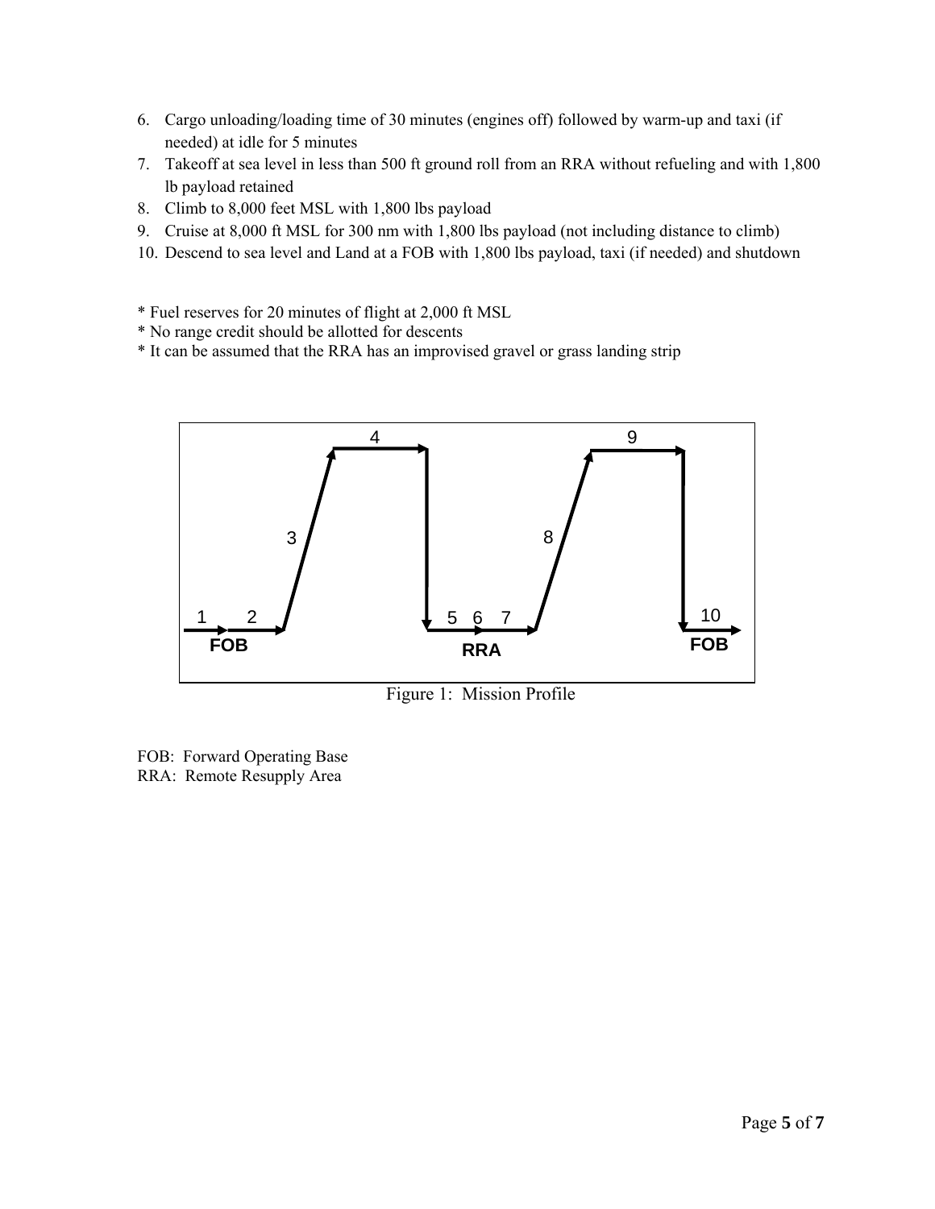6. Cargo unloading/loading time of 30 minutes (engines off) followed by warm-up and taxi (if needed) at idle for 5 minutes
7. Takeoff at sea level in less than 500 ft ground roll from an RRA without refueling and with 1,800 lb payload retained
8. Climb to 8,000 feet MSL with 1,800 lbs payload
9. Cruise at 8,000 ft MSL for 300 nm with 1,800 lbs payload (not including distance to climb)
10. Descend to sea level and Land at a FOB with 1,800 lbs payload, taxi (if needed) and shutdown

* Fuel reserves for 20 minutes of flight at 2,000 ft MSL
* No range credit should be allotted for descents
* It can be assumed that the RRA has an improvised gravel or grass landing strip

Figure 1: Mission Profile

FOB: Forward Operating Base
RRA: Remote Resupply Area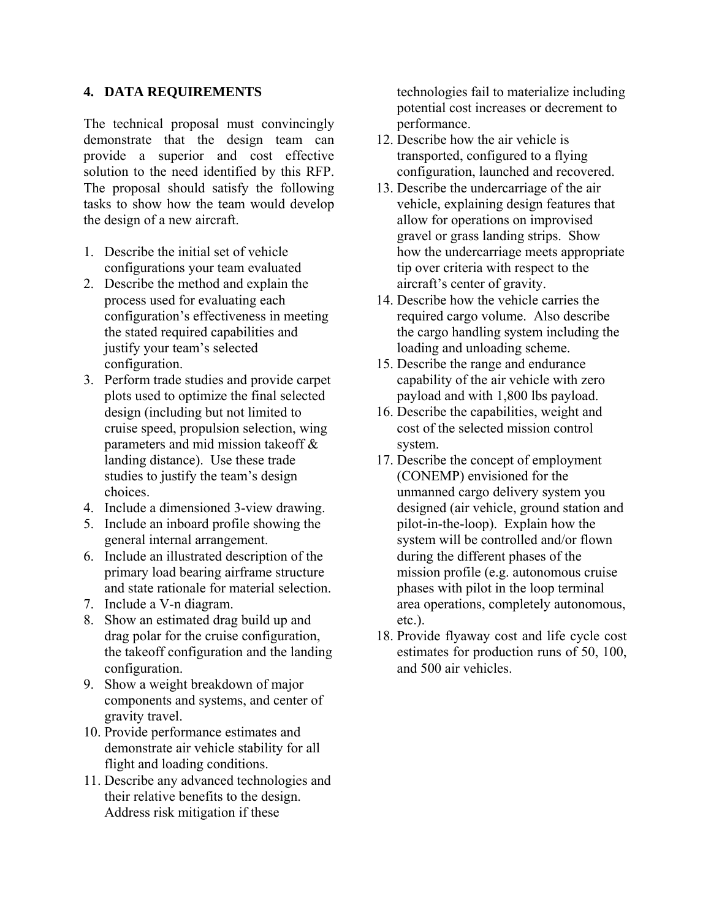## 4. DATA REQUIREMENTS

The technical proposal must convincingly demonstrate that the design team can provide a superior and cost effective solution to the need identified by this RFP. The proposal should satisfy the following tasks to show how the team would develop the design of a new aircraft.

1. Describe the initial set of vehicle configurations your team evaluated
2. Describe the method and explain the process used for evaluating each configuration's effectiveness in meeting the stated required capabilities and justify your team's selected configuration.
3. Perform trade studies and provide carpet plots used to optimize the final selected design (including but not limited to cruise speed, propulsion selection, wing parameters and mid mission takeoff & landing distance). Use these trade studies to justify the team's design choices.
4. Include a dimensioned 3-view drawing.
5. Include an inboard profile showing the general internal arrangement.
6. Include an illustrated description of the primary load bearing airframe structure and state rationale for material selection.
7. Include a V-n diagram.
8. Show an estimated drag build up and drag polar for the cruise configuration, the takeoff configuration and the landing configuration.
9. Show a weight breakdown of major components and systems, and center of gravity travel.
10. Provide performance estimates and demonstrate air vehicle stability for all flight and loading conditions.
11. Describe any advanced technologies and their relative benefits to the design. Address risk mitigation if these technologies fail to materialize including potential cost increases or decrement to performance.
12. Describe how the air vehicle is transported, configured to a flying configuration, launched and recovered.
13. Describe the undercarriage of the air vehicle, explaining design features that allow for operations on improvised gravel or grass landing strips. Show how the undercarriage meets appropriate tip over criteria with respect to the aircraft's center of gravity.
14. Describe how the vehicle carries the required cargo volume. Also describe the cargo handling system including the loading and unloading scheme.
15. Describe the range and endurance capability of the air vehicle with zero payload and with 1,800 lbs payload.
16. Describe the capabilities, weight and cost of the selected mission control system.
17. Describe the concept of employment (CONEMP) envisioned for the unmanned cargo delivery system you designed (air vehicle, ground station and pilot-in-the-loop). Explain how the system will be controlled and/or flown during the different phases of the mission profile (e.g. autonomous cruise phases with pilot in the loop terminal area operations, completely autonomous, etc.).
18. Provide flyaway cost and life cycle cost estimates for production runs of 50, 100, and 500 air vehicles.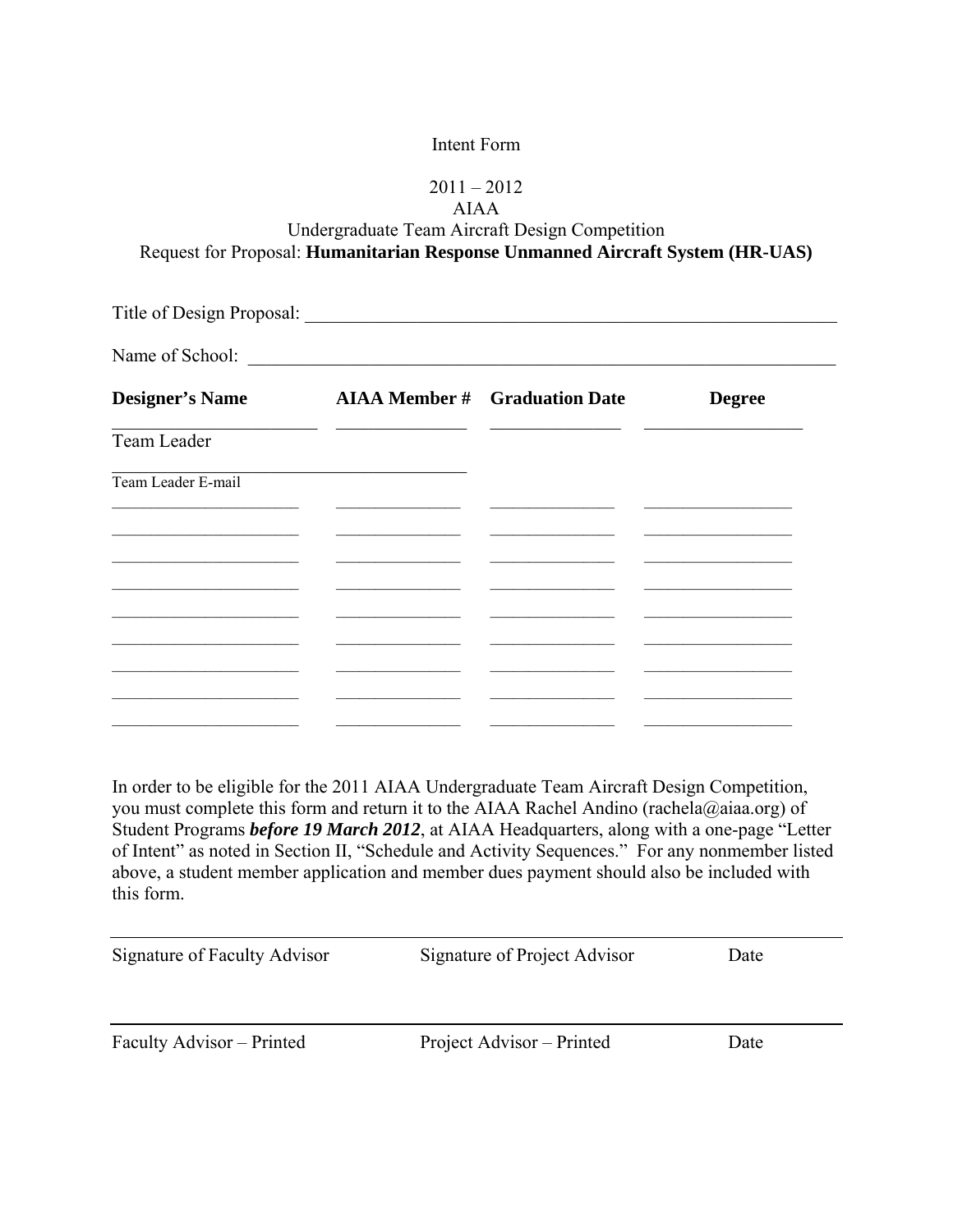Intent Form

2011 – 2012
AIAA
Undergraduate Team Aircraft Design Competition
Request for Proposal: **Humanitarian Response Unmanned Aircraft System (HR-UAS)**

Title of Design Proposal: ____________________________________________________________

Name of School: ______________________________________________________________

| **Designer's Name** | **AIAA Member #** | **Graduation Date** | **Degree** |
|---|---|---|---|
| ______________________ Team Leader | ______________ | ______________ | _________________ |
| ______________________________________ Team Leader E-mail | | | |
| ______________________ | ______________ | ______________ | _________________ |
| ______________________ | ______________ | ______________ | _________________ |
| ______________________ | ______________ | ______________ | _________________ |
| ______________________ | ______________ | ______________ | _________________ |
| ______________________ | ______________ | ______________ | _________________ |
| ______________________ | ______________ | ______________ | _________________ |
| ______________________ | ______________ | ______________ | _________________ |
| ______________________ | ______________ | ______________ | _________________ |
| ______________________ | ______________ | ______________ | _________________ |

In order to be eligible for the 2011 AIAA Undergraduate Team Aircraft Design Competition, you must complete this form and return it to the AIAA Rachel Andino (rachela@aiaa.org) of Student Programs ***before 19 March 2012***, at AIAA Headquarters, along with a one-page "Letter of Intent" as noted in Section II, "Schedule and Activity Sequences." For any nonmember listed above, a student member application and member dues payment should also be included with this form.

_____________________________________________________________________________

Signature of Faculty Advisor          Signature of Project Advisor          Date

_____________________________________________________________________________

Faculty Advisor – Printed          Project Advisor – Printed          Date